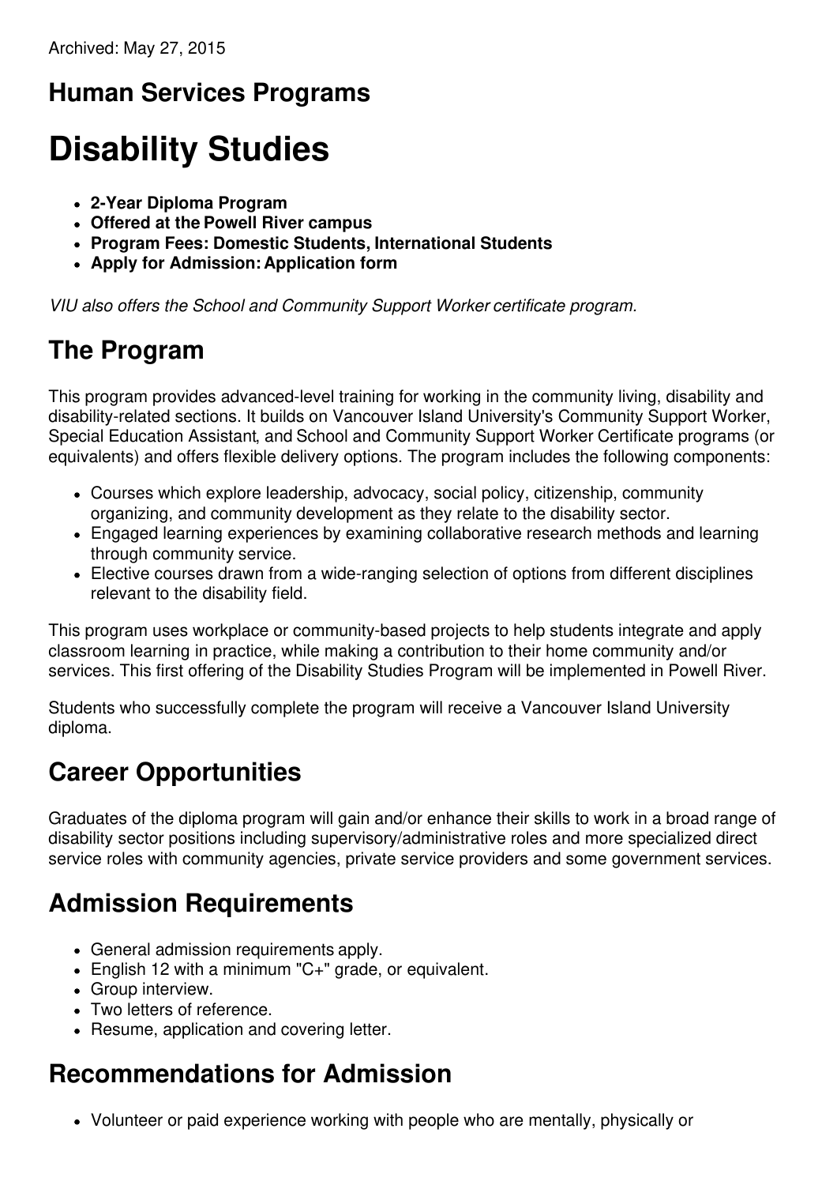Archived: May 27, 2015

## Human Services Programs

# Disability Studies

- **2-Year Diploma Program**
- **Offered at the Powell River campus**
- **Program Fees: Domestic Students, International Students**
- **Apply for Admission: Application form**

*VIU also offers the School and Community Support Worker certificate program.*

## The Program

This program provides advanced-level training for working in the community living, disability and disability-related sections. It builds on Vancouver Island University's Community Support Worker, Special Education Assistant, and School and Community Support Worker Certificate programs (or equivalents) and offers flexible delivery options. The program includes the following components:

- Courses which explore leadership, advocacy, social policy, citizenship, community organizing, and community development as they relate to the disability sector.
- Engaged learning experiences by examining collaborative research methods and learning through community service.
- Elective courses drawn from a wide-ranging selection of options from different disciplines relevant to the disability field.

This program uses workplace or community-based projects to help students integrate and apply classroom learning in practice, while making a contribution to their home community and/or services. This first offering of the Disability Studies Program will be implemented in Powell River.

Students who successfully complete the program will receive a Vancouver Island University diploma.

## Career Opportunities

Graduates of the diploma program will gain and/or enhance their skills to work in a broad range of disability sector positions including supervisory/administrative roles and more specialized direct service roles with community agencies, private service providers and some government services.

## Admission Requirements

- General admission requirements apply.
- English 12 with a minimum "C+" grade, or equivalent.
- Group interview.
- Two letters of reference.
- Resume, application and covering letter.

## Recommendations for Admission

- Volunteer or paid experience working with people who are mentally, physically or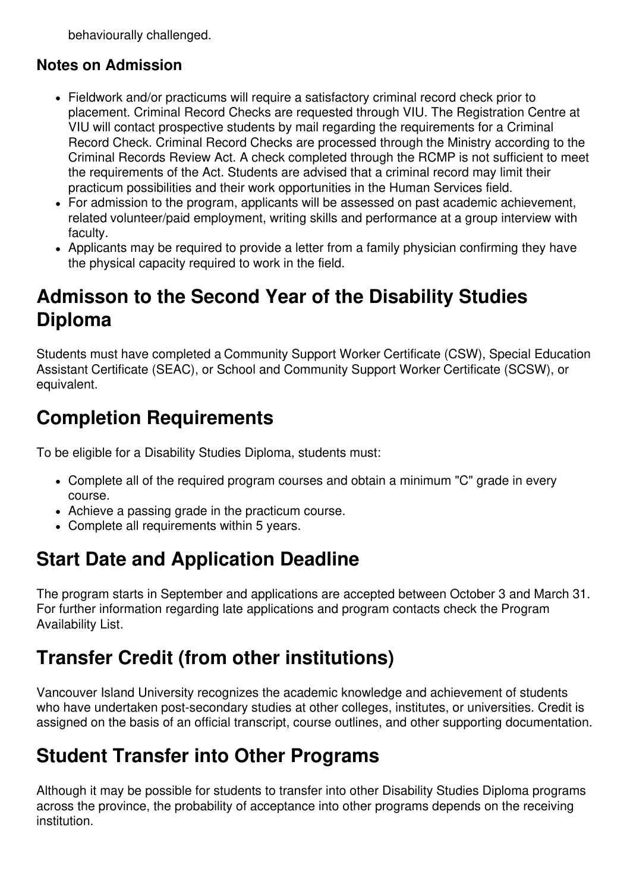behaviourally challenged.

### Notes on Admission

- Fieldwork and/or practicums will require a satisfactory criminal record check prior to placement. Criminal Record Checks are requested through VIU. The Registration Centre at VIU will contact prospective students by mail regarding the requirements for a Criminal Record Check. Criminal Record Checks are processed through the Ministry according to the Criminal Records Review Act. A check completed through the RCMP is not sufficient to meet the requirements of the Act. Students are advised that a criminal record may limit their practicum possibilities and their work opportunities in the Human Services field.
- For admission to the program, applicants will be assessed on past academic achievement, related volunteer/paid employment, writing skills and performance at a group interview with faculty.
- Applicants may be required to provide a letter from a family physician confirming they have the physical capacity required to work in the field.

## Admisson to the Second Year of the Disability Studies Diploma

Students must have completed a Community Support Worker Certificate (CSW), Special Education Assistant Certificate (SEAC), or School and Community Support Worker Certificate (SCSW), or equivalent.

## Completion Requirements

To be eligible for a Disability Studies Diploma, students must:

- Complete all of the required program courses and obtain a minimum "C" grade in every course.
- Achieve a passing grade in the practicum course.
- Complete all requirements within 5 years.

## Start Date and Application Deadline

The program starts in September and applications are accepted between October 3 and March 31. For further information regarding late applications and program contacts check the Program Availability List.

## Transfer Credit (from other institutions)

Vancouver Island University recognizes the academic knowledge and achievement of students who have undertaken post-secondary studies at other colleges, institutes, or universities. Credit is assigned on the basis of an official transcript, course outlines, and other supporting documentation.

## Student Transfer into Other Programs

Although it may be possible for students to transfer into other Disability Studies Diploma programs across the province, the probability of acceptance into other programs depends on the receiving institution.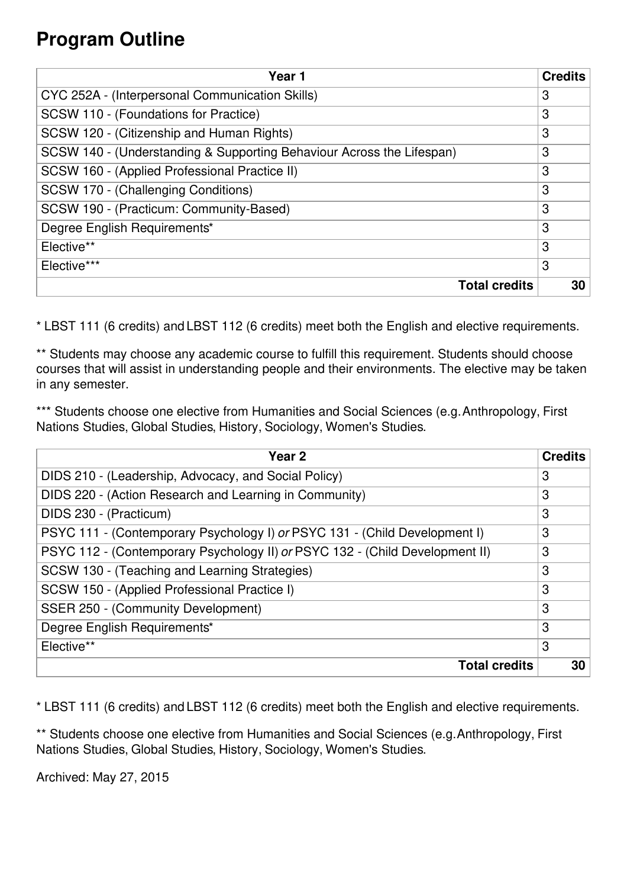# Program Outline

| Year 1 | Credits |
|---|---|
| CYC 252A - (Interpersonal Communication Skills) | 3 |
| SCSW 110 - (Foundations for Practice) | 3 |
| SCSW 120 - (Citizenship and Human Rights) | 3 |
| SCSW 140 - (Understanding & Supporting Behaviour Across the Lifespan) | 3 |
| SCSW 160 - (Applied Professional Practice II) | 3 |
| SCSW 170 - (Challenging Conditions) | 3 |
| SCSW 190 - (Practicum: Community-Based) | 3 |
| Degree English Requirements* | 3 |
| Elective** | 3 |
| Elective*** | 3 |
| **Total credits** | **30** |

* LBST 111 (6 credits) and LBST 112 (6 credits) meet both the English and elective requirements.

** Students may choose any academic course to fulfill this requirement. Students should choose courses that will assist in understanding people and their environments. The elective may be taken in any semester.

*** Students choose one elective from Humanities and Social Sciences (e.g. Anthropology, First Nations Studies, Global Studies, History, Sociology, Women's Studies.

| Year 2 | Credits |
|---|---|
| DIDS 210 - (Leadership, Advocacy, and Social Policy) | 3 |
| DIDS 220 - (Action Research and Learning in Community) | 3 |
| DIDS 230 - (Practicum) | 3 |
| PSYC 111 - (Contemporary Psychology I) *or* PSYC 131 - (Child Development I) | 3 |
| PSYC 112 - (Contemporary Psychology II) *or* PSYC 132 - (Child Development II) | 3 |
| SCSW 130 - (Teaching and Learning Strategies) | 3 |
| SCSW 150 - (Applied Professional Practice I) | 3 |
| SSER 250 - (Community Development) | 3 |
| Degree English Requirements* | 3 |
| Elective** | 3 |
| **Total credits** | **30** |

* LBST 111 (6 credits) and LBST 112 (6 credits) meet both the English and elective requirements.

** Students choose one elective from Humanities and Social Sciences (e.g. Anthropology, First Nations Studies, Global Studies, History, Sociology, Women's Studies.

Archived: May 27, 2015